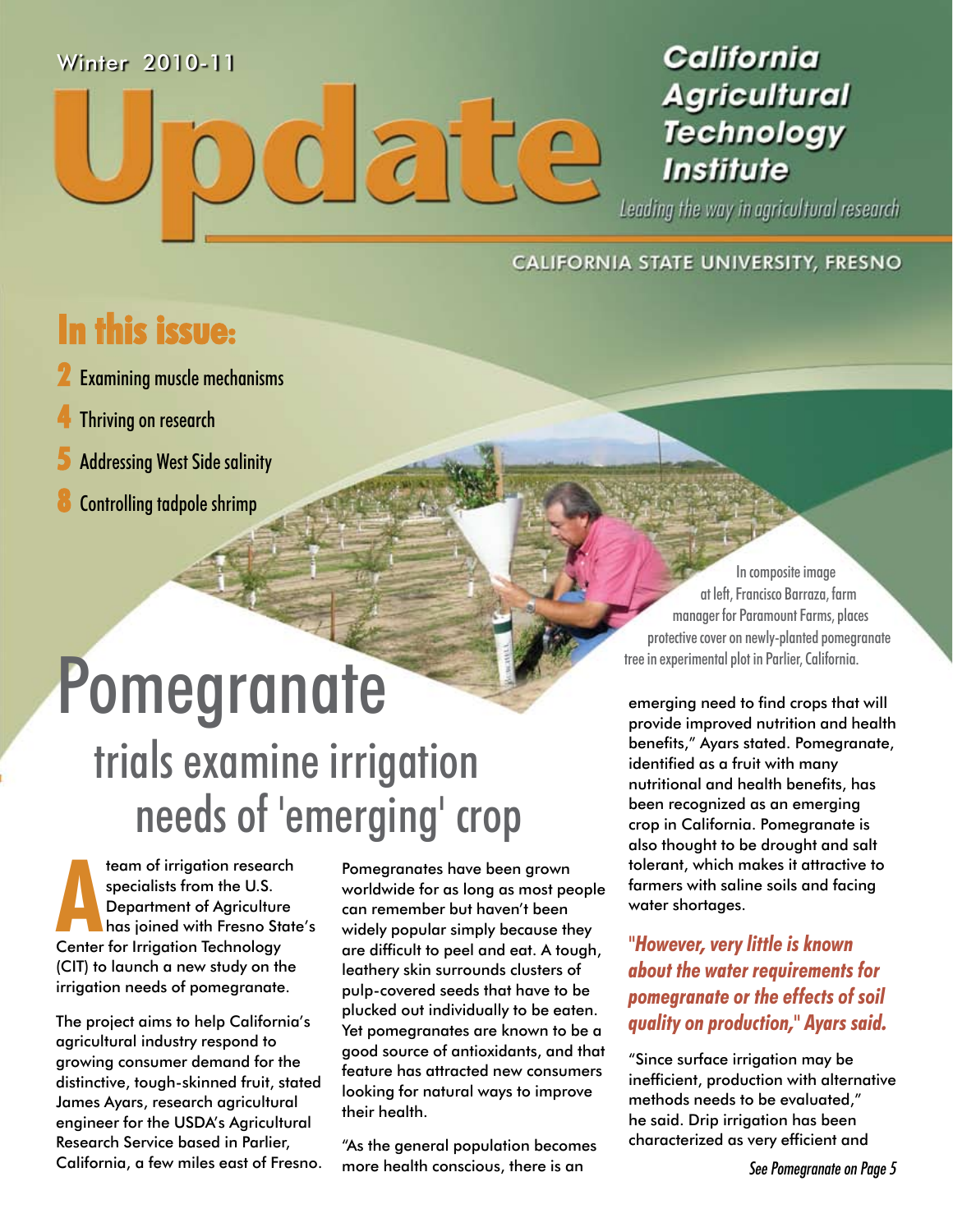Winter 2010-11

# Update

**California Agricultural Technology Institute**

*Leading the way in agricultural research*

CALIFORNIA STATE UNIVERSITY, FRESNO

## In this issue:

- **2** Examining muscle mechanisms
- **4** Thriving on research
- **5** Addressing West Side salinity
- **8** Controlling tadpole shrimp

In composite image at left, Francisco Barraza, farm manager for Paramount Farms, places protective cover on newly-planted pomegranate tree in experimental plot in Parlier, California.

# Pomegranate

## trials examine irrigation needs of 'emerging' crop

A team of irrigation research specialists from the U.S. Department of Agriculture has joined with Fresno State's Center for Irrigation Technology (CIT) to launch a new study on the irrigation needs of pomegranate.

The project aims to help California's agricultural industry respond to the growing consumer demand for the distinctive, tough-skinned fruit, stated James Ayars, research agricultural engineer for the USDA's Agricultural Research Service based in Parlier, California, a few miles east of Fresno.

Pomegranates have been grown worldwide for as long as most people can remember but haven't been widely popular simply because they are difficult to peel and eat. A tough, leathery skin surrounds clusters of pulp-covered seeds that have to be plucked out individually to be eaten. Yet pomegranates are known to be a good source of antioxidants, and that feature has attracted new consumers looking for natural ways to improve their health.

"As the general population becomes more health conscious, there is an emerging need to find crops that will provide improved nutrition and health benefits," Ayars stated. Pomegranate, identified as a fruit with many nutritional and health benefits, has been recognized as an emerging crop in California. Pomegranate is also thought to be drought and salt tolerant, which makes it attractive to farmers with saline soils and facing water shortages.

***"However, very little is known about the water requirements for pomegranate or the effects of soil quality on production," Ayars said.***

"Since surface irrigation may be inefficient, production with alternative methods needs to be evaluated," he said. Drip irrigation has been characterized as very efficient and

*See Pomegranate on Page 5*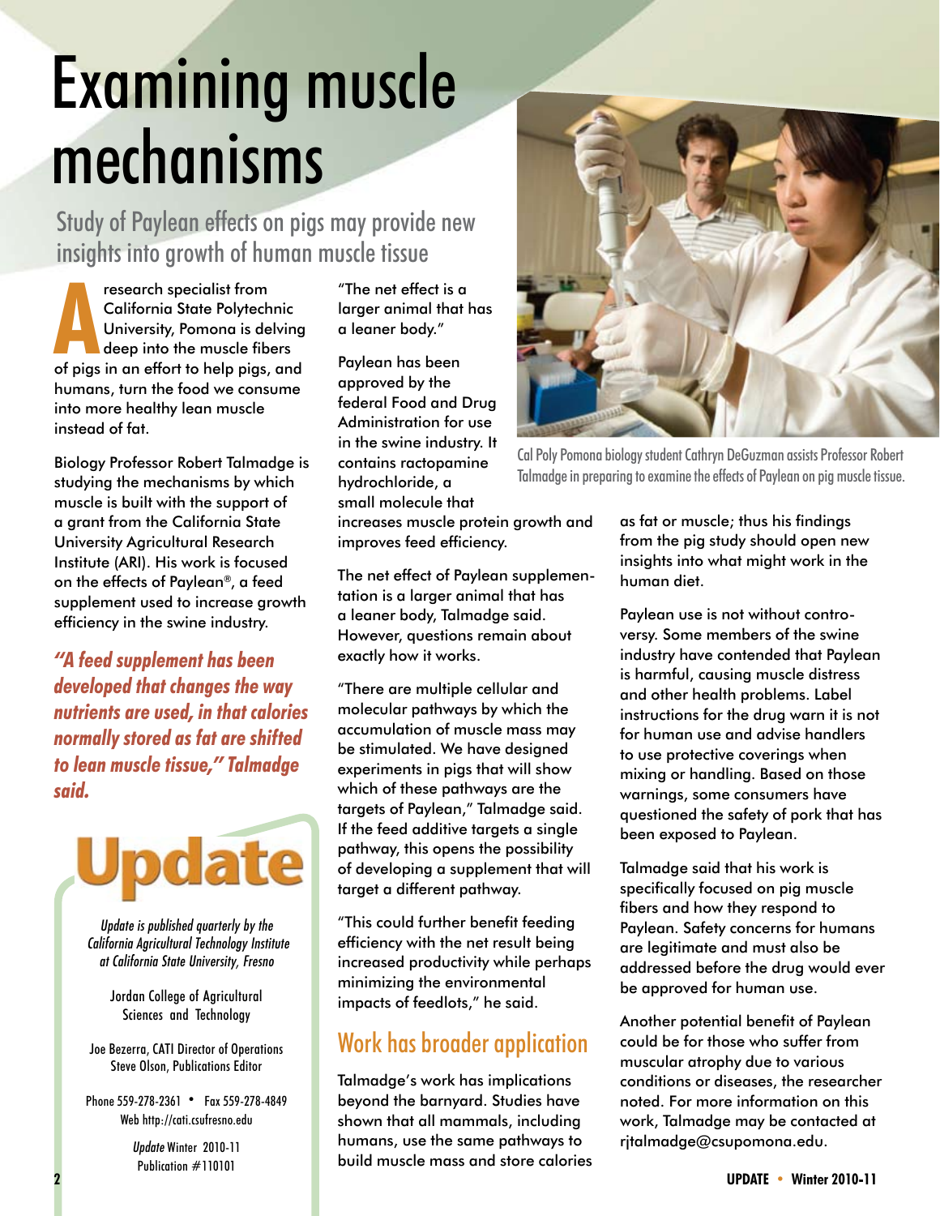# Examining muscle mechanisms

## Study of Paylean effects on pigs may provide new insights into growth of human muscle tissue

A research specialist from California State Polytechnic University, Pomona is delving deep into the muscle fibers of pigs in an effort to help pigs, and humans, turn the food we consume into more healthy lean muscle instead of fat.

Biology Professor Robert Talmadge is studying the mechanisms by which muscle is built with the support of a grant from the California State University Agricultural Research Institute (ARI). His work is focused on the effects of Paylean®, a feed supplement used to increase growth efficiency in the swine industry.

***"A feed supplement has been developed that changes the way nutrients are used, in that calories normally stored as fat are shifted to lean muscle tissue," Talmadge said.***

"The net effect is a larger animal that has a leaner body."

Paylean has been approved by the federal Food and Drug Administration for use in the swine industry. It contains ractopamine hydrochloride, a small molecule that increases muscle protein growth and improves feed efficiency.

Cal Poly Pomona biology student Cathryn DeGuzman assists Professor Robert Talmadge in preparing to examine the effects of Paylean on pig muscle tissue.

The net effect of Paylean supplementation is a larger animal that has a leaner body, Talmadge said. However, questions remain about exactly how it works.

"There are multiple cellular and molecular pathways by which the accumulation of muscle mass may be stimulated. We have designed experiments in pigs that will show which of these pathways are the targets of Paylean," Talmadge said. If the feed additive targets a single pathway, this opens the possibility of developing a supplement that will target a different pathway.

"This could further benefit feeding efficiency with the net result being increased productivity while perhaps minimizing the environmental impacts of feedlots," he said.

### Work has broader application

Talmadge's work has implications beyond the barnyard. Studies have shown that all mammals, including humans, use the same pathways to build muscle mass and store calories as fat or muscle; thus his findings from the pig study should open new insights into what might work in the human diet.

Paylean use is not without controversy. Some members of the swine industry have contended that Paylean is harmful, causing muscle distress and other health problems. Label instructions for the drug warn it is not for human use and advise handlers to use protective coverings when mixing or handling. Based on those warnings, some consumers have questioned the safety of pork that has been exposed to Paylean.

Talmadge said that his work is specifically focused on pig muscle fibers and how they respond to Paylean. Safety concerns for humans are legitimate and must also be addressed before the drug would ever be approved for human use.

Another potential benefit of Paylean could be for those who suffer from muscular atrophy due to various conditions or diseases, the researcher noted. For more information on this work, Talmadge may be contacted at rjtalmadge@csupomona.edu.

---

**Update**

*Update is published quarterly by the California Agricultural Technology Institute at California State University, Fresno*

Jordan College of Agricultural Sciences and Technology

Joe Bezerra, CATI Director of Operations
Steve Olson, Publications Editor

Phone 559-278-2361 • Fax 559-278-4849
Web http://cati.csufresno.edu

*Update* Winter 2010-11
Publication #110101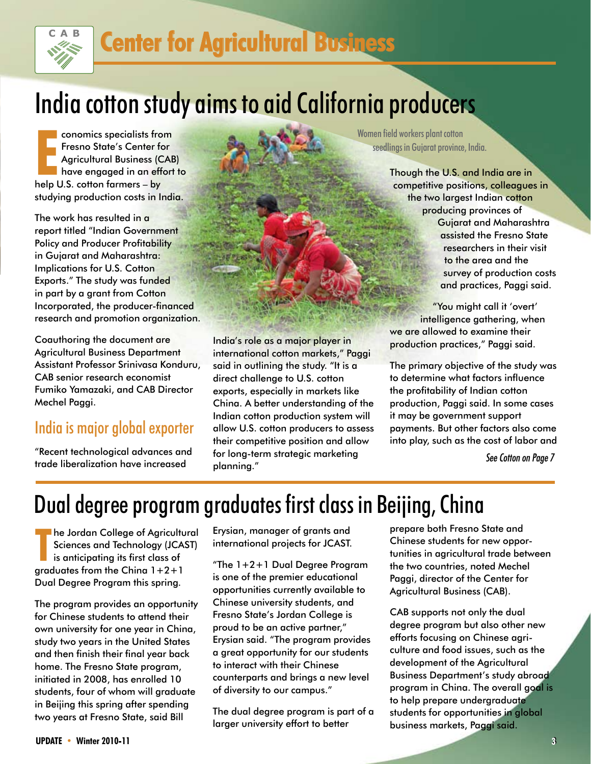# Center for Agricultural Business

## India cotton study aims to aid California producers

Economics specialists from Fresno State's Center for Agricultural Business (CAB) have engaged in an effort to help U.S. cotton farmers – by studying production costs in India.

The work has resulted in a report titled "Indian Government Policy and Producer Profitability in Gujarat and Maharashtra: Implications for U.S. Cotton Exports." The study was funded in part by a grant from Cotton Incorporated, the producer-financed research and promotion organization.

Coauthoring the document are Agricultural Business Department Assistant Professor Srinivasa Konduru, CAB senior research economist Fumiko Yamazaki, and CAB Director Mechel Paggi.

### India is major global exporter

"Recent technological advances and trade liberalization have increased India's role as a major player in international cotton markets," Paggi said in outlining the study. "It is a direct challenge to U.S. cotton exports, especially in markets like China. A better understanding of the Indian cotton production system will allow U.S. cotton producers to assess their competitive position and allow for long-term strategic marketing planning."

Women field workers plant cotton seedlings in Gujarat province, India.

Though the U.S. and India are in competitive positions, colleagues in the two largest Indian cotton producing provinces of Gujarat and Maharashtra assisted the Fresno State researchers in their visit to the area and the survey of production costs and practices, Paggi said.

"You might call it 'overt' intelligence gathering, when we are allowed to examine their production practices," Paggi said.

The primary objective of the study was to determine what factors influence the profitability of Indian cotton production, Paggi said. In some cases it may be government support payments. But other factors also come into play, such as the cost of labor and

*See Cotton on Page 7*

## Dual degree program graduates first class in Beijing, China

The Jordan College of Agricultural Sciences and Technology (JCAST) is anticipating its first class of graduates from the China 1+2+1 Dual Degree Program this spring.

The program provides an opportunity for Chinese students to attend their own university for one year in China, study two years in the United States and then finish their final year back home. The Fresno State program, initiated in 2008, has enrolled 10 students, four of whom will graduate in Beijing this spring after spending two years at Fresno State, said Bill Erysian, manager of grants and international projects for JCAST.

"The 1+2+1 Dual Degree Program is one of the premier educational opportunities currently available to Chinese university students, and Fresno State's Jordan College is proud to be an active partner," Erysian said. "The program provides a great opportunity for our students to interact with their Chinese counterparts and brings a new level of diversity to our campus."

The dual degree program is part of a larger university effort to better prepare both Fresno State and Chinese students for new opportunities in agricultural trade between the two countries, noted Mechel Paggi, director of the Center for Agricultural Business (CAB).

CAB supports not only the dual degree program but also other new efforts focusing on Chinese agriculture and food issues, such as the development of the Agricultural Business Department's study abroad program in China. The overall goal is to help prepare undergraduate students for opportunities in global business markets, Paggi said.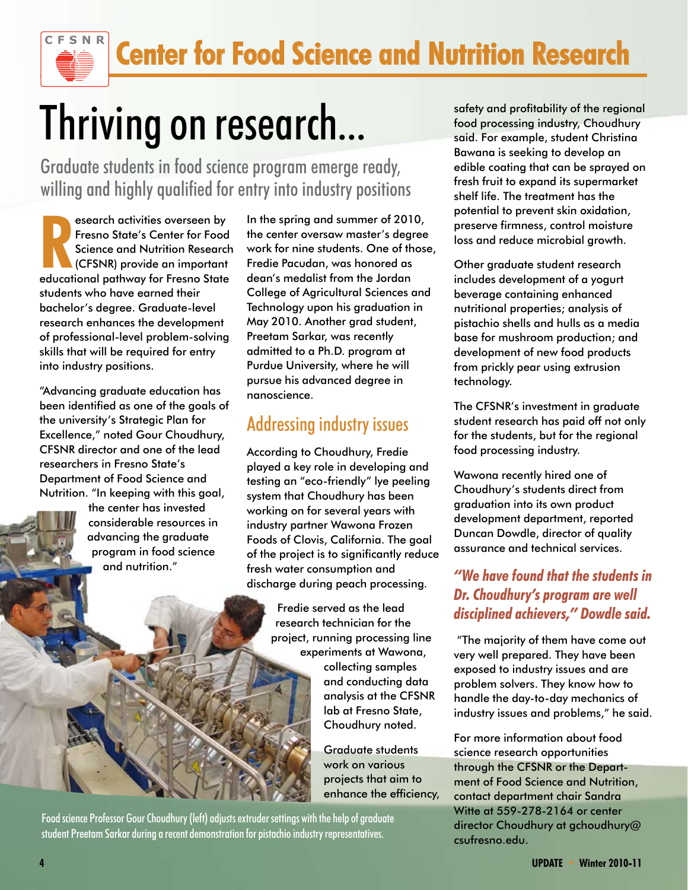# Center for Food Science and Nutrition Research

# Thriving on research...

## Graduate students in food science program emerge ready, willing and highly qualified for entry into industry positions

Research activities overseen by Fresno State's Center for Food Science and Nutrition Research (CFSNR) provide an important educational pathway for Fresno State students who have earned their bachelor's degree. Graduate-level research enhances the development of professional-level problem-solving skills that will be required for entry into industry positions.

"Advancing graduate education has been identified as one of the goals of the university's Strategic Plan for Excellence," noted Gour Choudhury, CFSNR director and one of the lead researchers in Fresno State's Department of Food Science and Nutrition. "In keeping with this goal, the center has invested considerable resources in advancing the graduate program in food science and nutrition."

In the spring and summer of 2010, the center oversaw master's degree work for nine students. One of those, Fredie Pacudan, was honored as dean's medalist from the Jordan College of Agricultural Sciences and Technology upon his graduation in May 2010. Another grad student, Preetam Sarkar, was recently admitted to a Ph.D. program at Purdue University, where he will pursue his advanced degree in nanoscience.

## Addressing industry issues

According to Choudhury, Fredie played a key role in developing and testing an "eco-friendly" lye peeling system that Choudhury has been working on for several years with industry partner Wawona Frozen Foods of Clovis, California. The goal of the project is to significantly reduce fresh water consumption and discharge during peach processing.

Fredie served as the lead research technician for the project, running processing line experiments at Wawona, collecting samples and conducting data analysis at the CFSNR lab at Fresno State, Choudhury noted.

Graduate students work on various projects that aim to enhance the efficiency, safety and profitability of the regional food processing industry, Choudhury said. For example, student Christina Bawana is seeking to develop an edible coating that can be sprayed on fresh fruit to expand its supermarket shelf life. The treatment has the potential to prevent skin oxidation, preserve firmness, control moisture loss and reduce microbial growth.

Other graduate student research includes development of a yogurt beverage containing enhanced nutritional properties; analysis of pistachio shells and hulls as a media base for mushroom production; and development of new food products from prickly pear using extrusion technology.

The CFSNR's investment in graduate student research has paid off not only for the students, but for the regional food processing industry.

Wawona recently hired one of Choudhury's students direct from graduation into its own product development department, reported Duncan Dowdle, director of quality assurance and technical services.

***"We have found that the students in Dr. Choudhury's program are well disciplined achievers," Dowdle said.***

"The majority of them have come out very well prepared. They have been exposed to industry issues and are problem solvers. They know how to handle the day-to-day mechanics of industry issues and problems," he said.

For more information about food science research opportunities through the CFSNR or the Department of Food Science and Nutrition, contact department chair Sandra Witte at 559-278-2164 or center director Choudhury at gchoudhury@csufresno.edu.

Food science Professor Gour Choudhury (left) adjusts extruder settings with the help of graduate student Preetam Sarkar during a recent demonstration for pistachio industry representatives.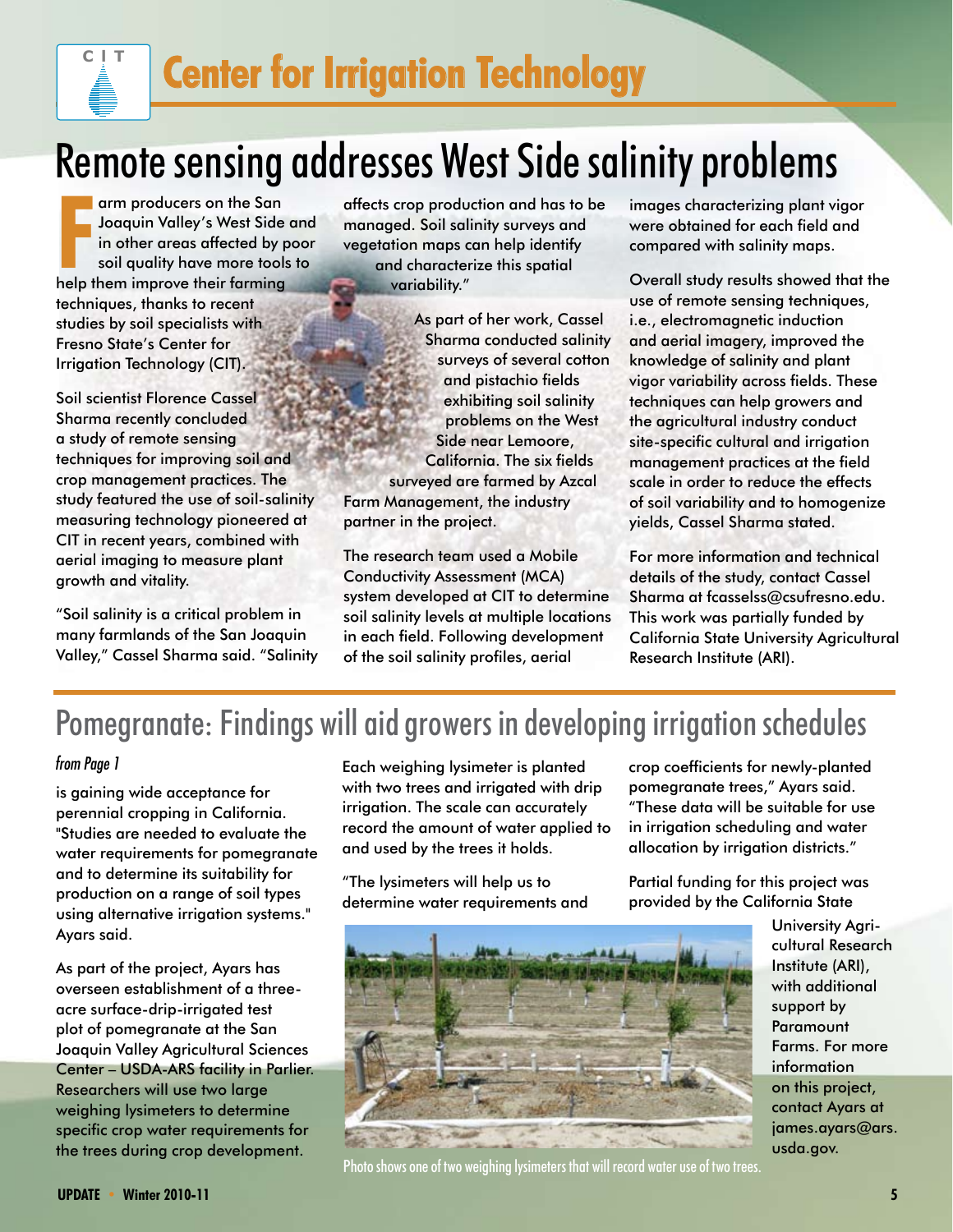# Center for Irrigation Technology

## Remote sensing addresses West Side salinity problems

Farm producers on the San Joaquin Valley's West Side and in other areas affected by poor soil quality have more tools to help them improve their farming techniques, thanks to recent studies by soil specialists with Fresno State's Center for Irrigation Technology (CIT).

Soil scientist Florence Cassel Sharma recently concluded a study of remote sensing techniques for improving soil and crop management practices. The study featured the use of soil-salinity measuring technology pioneered at CIT in recent years, combined with aerial imaging to measure plant growth and vitality.

"Soil salinity is a critical problem in many farmlands of the San Joaquin Valley," Cassel Sharma said. "Salinity affects crop production and has to be managed. Soil salinity surveys and vegetation maps can help identify and characterize this spatial variability."

As part of her work, Cassel Sharma conducted salinity surveys of several cotton and pistachio fields exhibiting soil salinity problems on the West Side near Lemoore, California. The six fields surveyed are farmed by Azcal Farm Management, the industry partner in the project.

The research team used a Mobile Conductivity Assessment (MCA) system developed at CIT to determine soil salinity levels at multiple locations in each field. Following development of the soil salinity profiles, aerial images characterizing plant vigor were obtained for each field and compared with salinity maps.

Overall study results showed that the use of remote sensing techniques, i.e., electromagnetic induction and aerial imagery, improved the knowledge of salinity and plant vigor variability across fields. These techniques can help growers and the agricultural industry conduct site-specific cultural and irrigation management practices at the field scale in order to reduce the effects of soil variability and to homogenize yields, Cassel Sharma stated.

For more information and technical details of the study, contact Cassel Sharma at fcasselss@csufresno.edu. This work was partially funded by California State University Agricultural Research Institute (ARI).

## Pomegranate: Findings will aid growers in developing irrigation schedules

*from Page 1*

is gaining wide acceptance for perennial cropping in California. "Studies are needed to evaluate the water requirements for pomegranate and to determine its suitability for production on a range of soil types using alternative irrigation systems." Ayars said.

As part of the project, Ayars has overseen establishment of a three-acre surface-drip-irrigated test plot of pomegranate at the San Joaquin Valley Agricultural Sciences Center – USDA-ARS facility in Parlier. Researchers will use two large weighing lysimeters to determine specific crop water requirements for the trees during crop development.

Each weighing lysimeter is planted with two trees and irrigated with drip irrigation. The scale can accurately record the amount of water applied to and used by the trees it holds.

"The lysimeters will help us to determine water requirements and crop coefficients for newly-planted pomegranate trees," Ayars said. "These data will be suitable for use in irrigation scheduling and water allocation by irrigation districts."

Partial funding for this project was provided by the California State University Agricultural Research Institute (ARI), with additional support by Paramount Farms. For more information on this project, contact Ayars at james.ayars@ars.usda.gov.

Photo shows one of two weighing lysimeters that will record water use of two trees.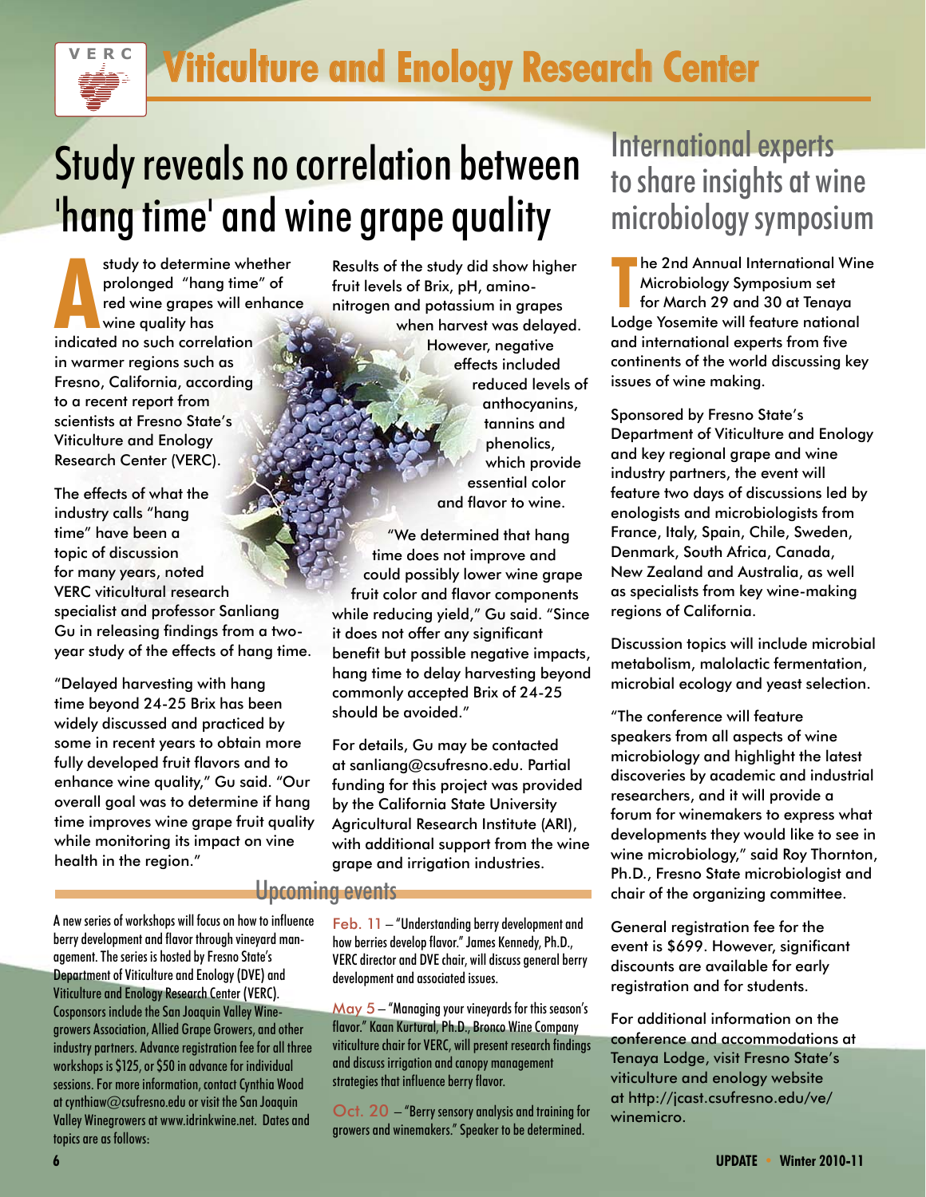VERC

# Viticulture and Enology Research Center

## Study reveals no correlation between 'hang time' and wine grape quality

A study to determine whether prolonged "hang time" of red wine grapes will enhance wine quality has indicated no such correlation in warmer regions such as Fresno, California, according to a recent report from scientists at Fresno State's Viticulture and Enology Research Center (VERC).

The effects of what the industry calls "hang time" have been a topic of discussion for many years, noted VERC viticultural research specialist and professor Sanliang Gu in releasing findings from a two-year study of the effects of hang time.

"Delayed harvesting with hang time beyond 24-25 Brix has been widely discussed and practiced by some in recent years to obtain more fully developed fruit flavors and to enhance wine quality," Gu said. "Our overall goal was to determine if hang time improves wine grape fruit quality while monitoring its impact on vine health in the region."

Results of the study did show higher fruit levels of Brix, pH, amino-nitrogen and potassium in grapes when harvest was delayed. However, negative effects included reduced levels of anthocyanins, tannins and phenolics, which provide essential color and flavor to wine.

"We determined that hang time does not improve and could possibly lower wine grape fruit color and flavor components while reducing yield," Gu said. "Since it does not offer any significant benefit but possible negative impacts, hang time to delay harvesting beyond commonly accepted Brix of 24-25 should be avoided."

For details, Gu may be contacted at sanliang@csufresno.edu. Partial funding for this project was provided by the California State University Agricultural Research Institute (ARI), with additional support from the wine grape and irrigation industries.

## Upcoming events

A new series of workshops will focus on how to influence berry development and flavor through vineyard management. The series is hosted by Fresno State's Department of Viticulture and Enology (DVE) and Viticulture and Enology Research Center (VERC). Cosponsors include the San Joaquin Valley Winegrowers Association, Allied Grape Growers, and other industry partners. Advance registration fee for all three workshops is $125, or $50 in advance for individual sessions. For more information, contact Cynthia Wood at cynthiaw@csufresno.edu or visit the San Joaquin Valley Winegrowers at www.idrinkwine.net. Dates and topics are as follows:

Feb. 11 – "Understanding berry development and how berries develop flavor." James Kennedy, Ph.D., VERC director and DVE chair, will discuss general berry development and associated issues.

May 5 – "Managing your vineyards for this season's flavor." Kaan Kurtural, Ph.D., Bronco Wine Company viticulture chair for VERC, will present research findings and discuss irrigation and canopy management strategies that influence berry flavor.

Oct. 20 – "Berry sensory analysis and training for growers and winemakers." Speaker to be determined.

## International experts to share insights at wine microbiology symposium

The 2nd Annual International Wine Microbiology Symposium set for March 29 and 30 at Tenaya Lodge Yosemite will feature national and international experts from five continents of the world discussing key issues of wine making.

Sponsored by Fresno State's Department of Viticulture and Enology and key regional grape and wine industry partners, the event will feature two days of discussions led by enologists and microbiologists from France, Italy, Spain, Chile, Sweden, Denmark, South Africa, Canada, New Zealand and Australia, as well as specialists from key wine-making regions of California.

Discussion topics will include microbial metabolism, malolactic fermentation, microbial ecology and yeast selection.

"The conference will feature speakers from all aspects of wine microbiology and highlight the latest discoveries by academic and industrial researchers, and it will provide a forum for winemakers to express what developments they would like to see in wine microbiology," said Roy Thornton, Ph.D., Fresno State microbiologist and chair of the organizing committee.

General registration fee for the event is $699. However, significant discounts are available for early registration and for students.

For additional information on the conference and accommodations at Tenaya Lodge, visit Fresno State's viticulture and enology website at http://jcast.csufresno.edu/ve/winemicro.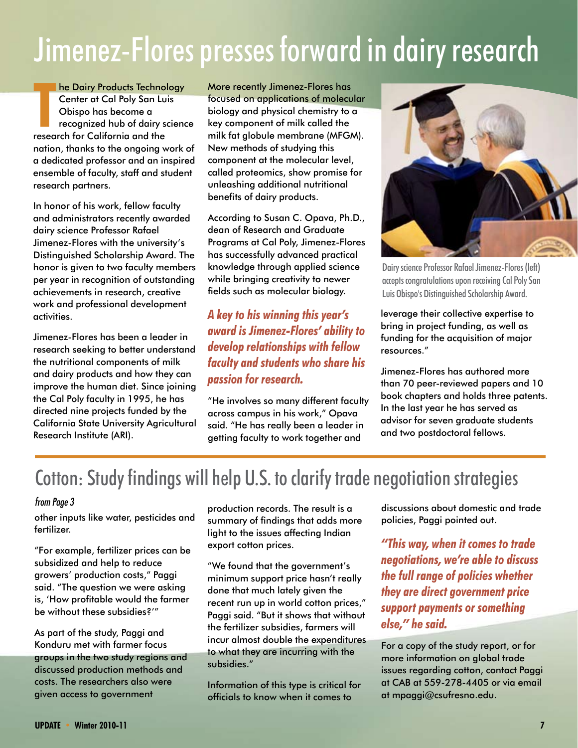# Jimenez-Flores presses forward in dairy research

The Dairy Products Technology Center at Cal Poly San Luis Obispo has become a recognized hub of dairy science research for California and the nation, thanks to the ongoing work of a dedicated professor and an inspired ensemble of faculty, staff and student research partners.

In honor of his work, fellow faculty and administrators recently awarded dairy science Professor Rafael Jimenez-Flores with the university's Distinguished Scholarship Award. The honor is given to two faculty members per year in recognition of outstanding achievements in research, creative work and professional development activities.

Jimenez-Flores has been a leader in research seeking to better understand the nutritional components of milk and dairy products and how they can improve the human diet. Since joining the Cal Poly faculty in 1995, he has directed nine projects funded by the California State University Agricultural Research Institute (ARI).

More recently Jimenez-Flores has focused on applications of molecular biology and physical chemistry to a key component of milk called the milk fat globule membrane (MFGM). New methods of studying this component at the molecular level, called proteomics, show promise for unleashing additional nutritional benefits of dairy products.

According to Susan C. Opava, Ph.D., dean of Research and Graduate Programs at Cal Poly, Jimenez-Flores has successfully advanced practical knowledge through applied science while bringing creativity to newer fields such as molecular biology.

***A key to his winning this year's award is Jimenez-Flores' ability to develop relationships with fellow faculty and students who share his passion for research.***

"He involves so many different faculty across campus in his work," Opava said. "He has really been a leader in getting faculty to work together and leverage their collective expertise to bring in project funding, as well as funding for the acquisition of major resources."

Dairy science Professor Rafael Jimenez-Flores (left) accepts congratulations upon receiving Cal Poly San Luis Obispo's Distinguished Scholarship Award.

Jimenez-Flores has authored more than 70 peer-reviewed papers and 10 book chapters and holds three patents. In the last year he has served as advisor for seven graduate students and two postdoctoral fellows.

# Cotton: Study findings will help U.S. to clarify trade negotiation strategies

*from Page 3*

other inputs like water, pesticides and fertilizer.

"For example, fertilizer prices can be subsidized and help to reduce growers' production costs," Paggi said. "The question we were asking is, 'How profitable would the farmer be without these subsidies?'"

As part of the study, Paggi and Konduru met with farmer focus groups in the two study regions and discussed production methods and costs. The researchers also were given access to government production records. The result is a summary of findings that adds more light to the issues affecting Indian export cotton prices.

"We found that the government's minimum support price hasn't really done that much lately given the recent run up in world cotton prices," Paggi said. "But it shows that without the fertilizer subsidies, farmers will incur almost double the expenditures to what they are incurring with the subsidies."

Information of this type is critical for officials to know when it comes to discussions about domestic and trade policies, Paggi pointed out.

***"This way, when it comes to trade negotiations, we're able to discuss the full range of policies whether they are direct government price support payments or something else," he said.***

For a copy of the study report, or for more information on global trade issues regarding cotton, contact Paggi at CAB at 559-278-4405 or via email at mpaggi@csufresno.edu.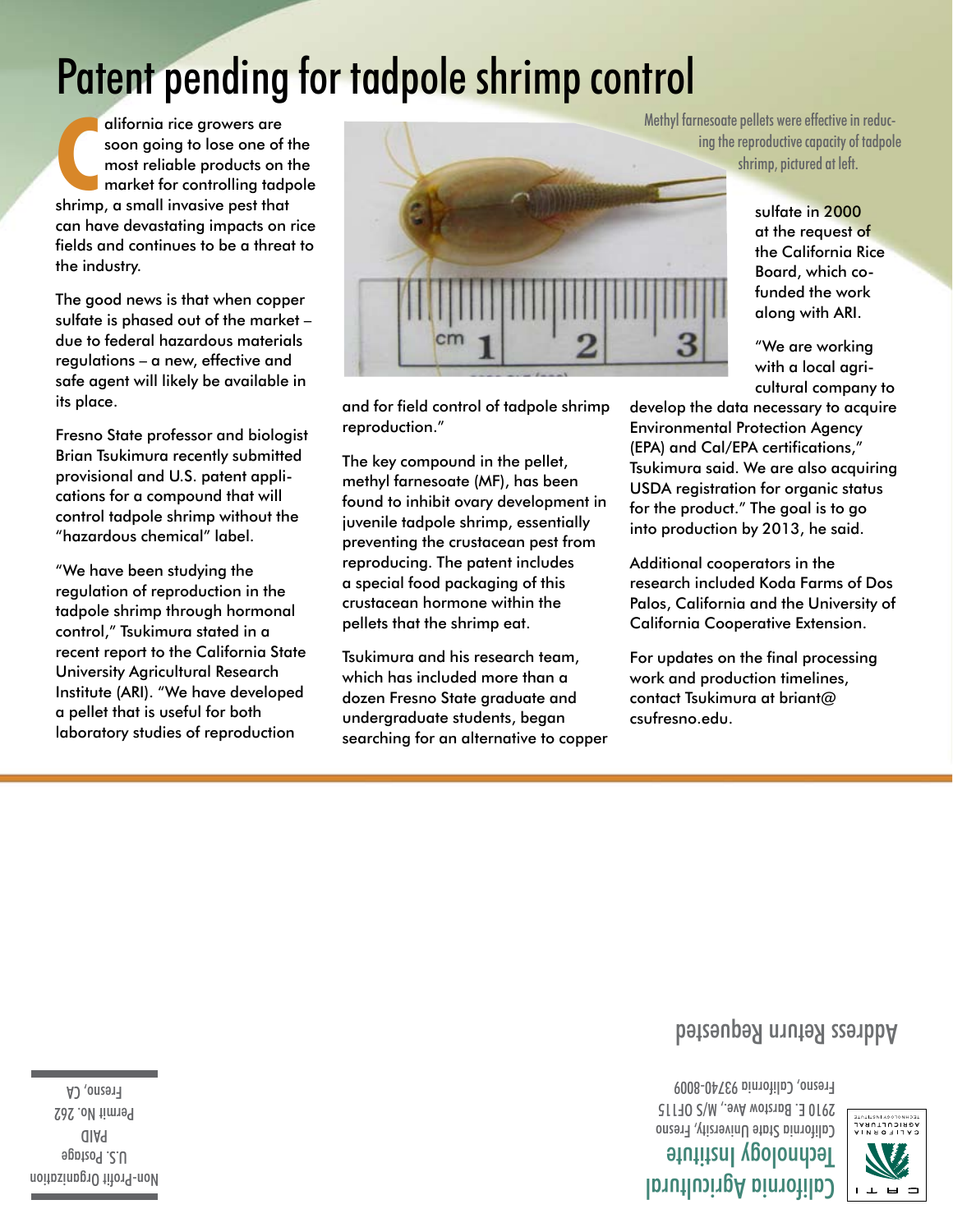# Patent pending for tadpole shrimp control

California rice growers are soon going to lose one of the most reliable products on the market for controlling tadpole shrimp, a small invasive pest that can have devastating impacts on rice fields and continues to be a threat to the industry.

The good news is that when copper sulfate is phased out of the market – due to federal hazardous materials regulations – a new, effective and safe agent will likely be available in its place.

Fresno State professor and biologist Brian Tsukimura recently submitted provisional and U.S. patent applications for a compound that will control tadpole shrimp without the "hazardous chemical" label.

"We have been studying the regulation of reproduction in the tadpole shrimp through hormonal control," Tsukimura stated in a recent report to the California State University Agricultural Research Institute (ARI). "We have developed a pellet that is useful for both laboratory studies of reproduction and for field control of tadpole shrimp reproduction."

The key compound in the pellet, methyl farnesoate (MF), has been found to inhibit ovary development in juvenile tadpole shrimp, essentially preventing the crustacean pest from reproducing. The patent includes a special food packaging of this crustacean hormone within the pellets that the shrimp eat.

Tsukimura and his research team, which has included more than a dozen Fresno State graduate and undergraduate students, began searching for an alternative to copper sulfate in 2000 at the request of the California Rice Board, which co-funded the work along with ARI.

Methyl farnesoate pellets were effective in reducing the reproductive capacity of tadpole shrimp, pictured at left.

"We are working with a local agricultural company to develop the data necessary to acquire Environmental Protection Agency (EPA) and Cal/EPA certifications," Tsukimura said. We are also acquiring USDA registration for organic status for the product." The goal is to go into production by 2013, he said.

Additional cooperators in the research included Koda Farms of Dos Palos, California and the University of California Cooperative Extension.

For updates on the final processing work and production timelines, contact Tsukimura at briant@csufresno.edu.

Address Return Requested

California Agricultural Technology Institute
California State University, Fresno
2910 E. Barstow Ave., M/S OF115
Fresno, California 93740-8009

Non-Profit Organization
U.S. Postage
PAID
Permit No. 262
Fresno, CA